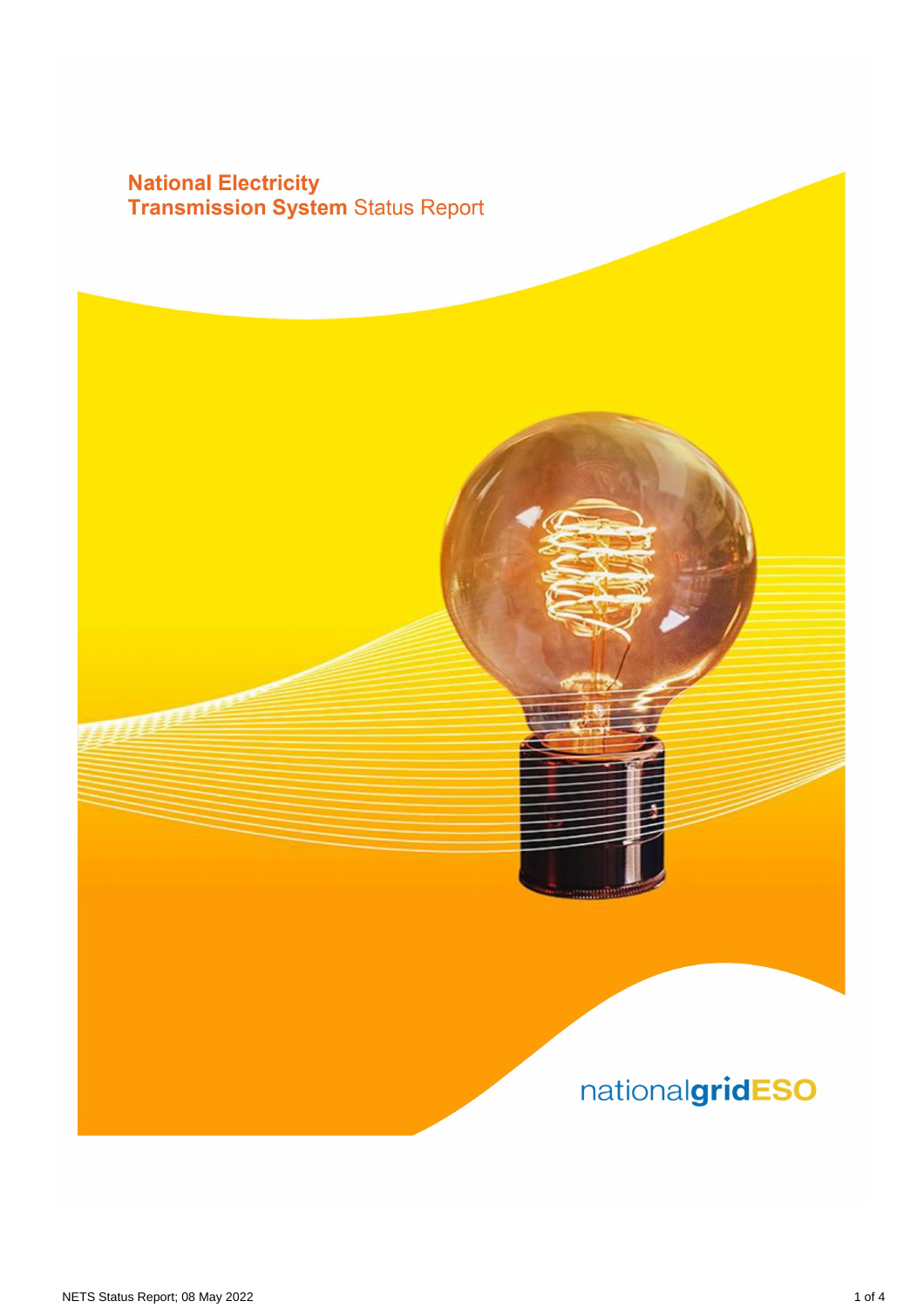# National Electricity Transmission System Status Report

nationalgridESO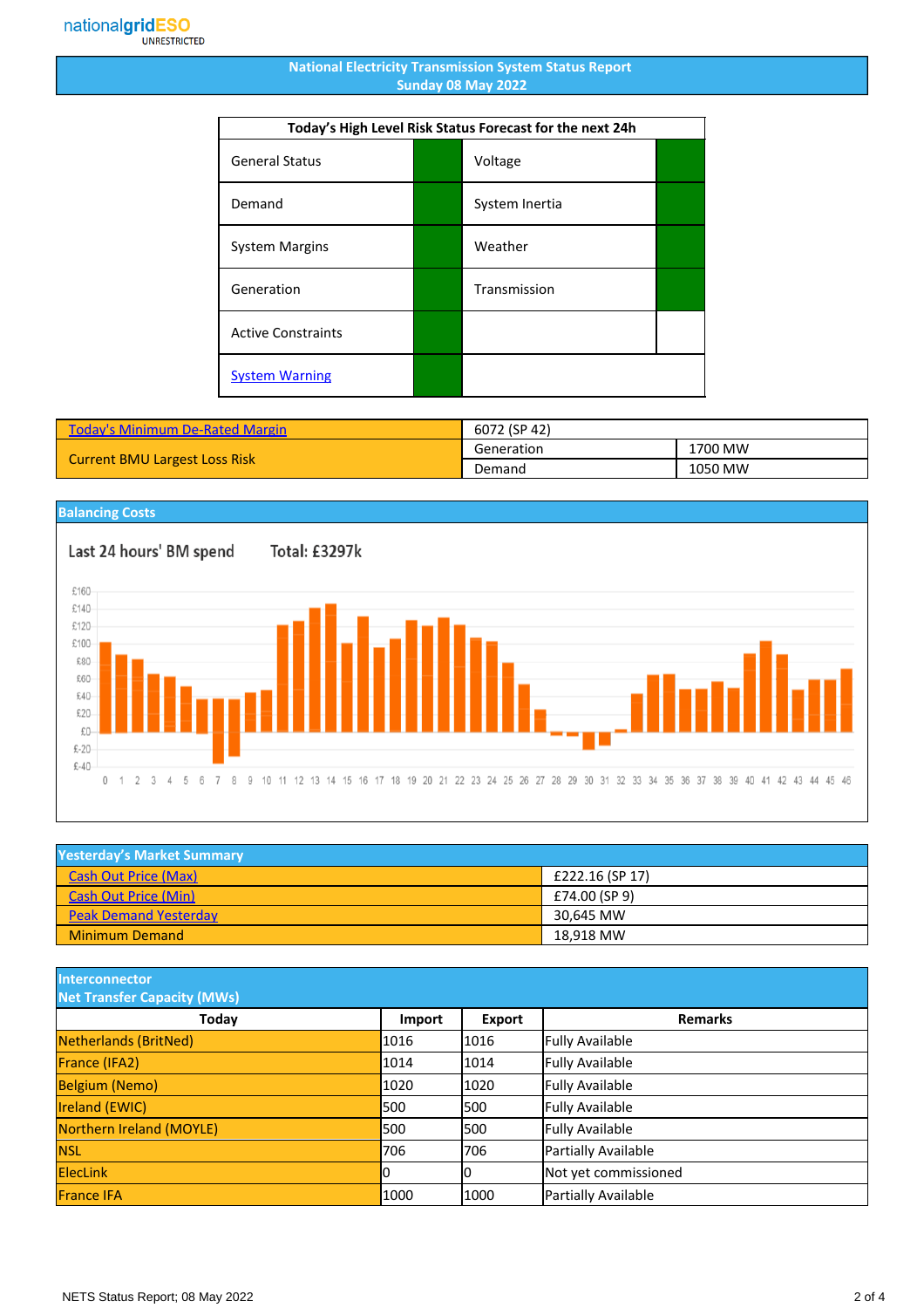nationalgridESO
UNRESTRICTED

# National Electricity Transmission System Status Report
## Sunday 08 May 2022

| Today's High Level Risk Status Forecast for the next 24h | | | |
|---|---|---|---|
| General Status | | Voltage | |
| Demand | | System Inertia | |
| System Margins | | Weather | |
| Generation | | Transmission | |
| Active Constraints | | | |
| System Warning | | | |

| | | |
|---|---|---|
| Today's Minimum De-Rated Margin | 6072 (SP 42) | |
| Current BMU Largest Loss Risk | Generation | 1700 MW |
| | Demand | 1050 MW |

## Balancing Costs

Last 24 hours' BM spend Total: £3297k

## Yesterday's Market Summary

| | |
|---|---|
| Cash Out Price (Max) | £222.16 (SP 17) |
| Cash Out Price (Min) | £74.00 (SP 9) |
| Peak Demand Yesterday | 30,645 MW |
| Minimum Demand | 18,918 MW |

## Interconnector Net Transfer Capacity (MWs)

| Today | Import | Export | Remarks |
|---|---|---|---|
| Netherlands (BritNed) | 1016 | 1016 | Fully Available |
| France (IFA2) | 1014 | 1014 | Fully Available |
| Belgium (Nemo) | 1020 | 1020 | Fully Available |
| Ireland (EWIC) | 500 | 500 | Fully Available |
| Northern Ireland (MOYLE) | 500 | 500 | Fully Available |
| NSL | 706 | 706 | Partially Available |
| ElecLink | 0 | 0 | Not yet commissioned |
| France IFA | 1000 | 1000 | Partially Available |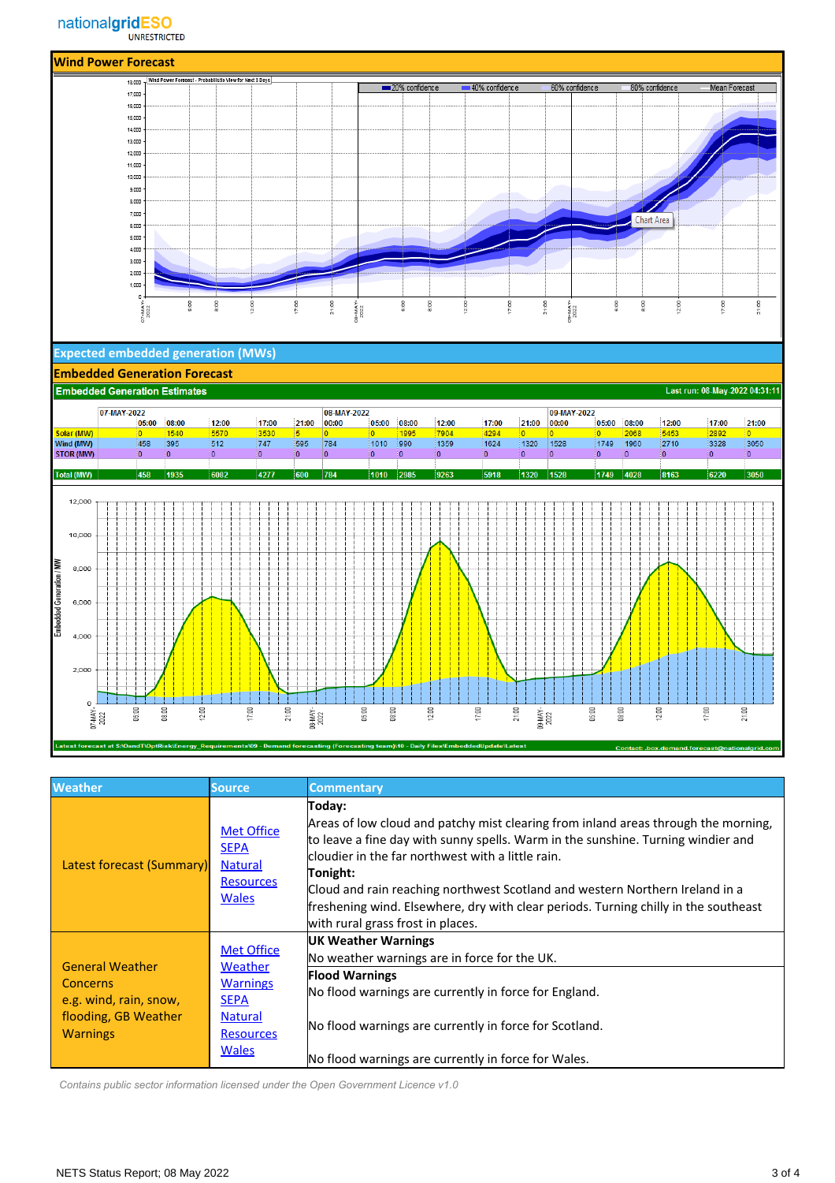## Wind Power Forecast

## Expected embedded generation (MWs)

## Embedded Generation Forecast

**Embedded Generation Estimates** — Last run: 08-May-2022 04:31:11

| | 07-MAY-2022 | | | | | 08-MAY-2022 | | | | | | 09-MAY-2022 | | | | | |
|---|---|---|---|---|---|---|---|---|---|---|---|---|---|---|---|---|---|
| | 05:00 | 08:00 | 12:00 | 17:00 | 21:00 | 00:00 | 05:00 | 08:00 | 12:00 | 17:00 | 21:00 | 00:00 | 05:00 | 08:00 | 12:00 | 17:00 | 21:00 |
| Solar (MW) | 0 | 1540 | 5570 | 3530 | 5 | 0 | 0 | 1995 | 7904 | 4294 | 0 | 0 | 0 | 2068 | 5453 | 2892 | 0 |
| Wind (MW) | 458 | 395 | 512 | 747 | 595 | 784 | 1010 | 990 | 1359 | 1624 | 1320 | 1528 | 1749 | 1960 | 2710 | 3328 | 3050 |
| STOR (MW) | 0 | 0 | 0 | 0 | 0 | 0 | 0 | 0 | 0 | 0 | 0 | 0 | 0 | 0 | 0 | 0 | 0 |
| Total (MW) | 458 | 1935 | 6082 | 4277 | 600 | 784 | 1010 | 2985 | 9263 | 5918 | 1320 | 1528 | 1749 | 4028 | 8163 | 6220 | 3050 |

Latest forecast at S:\OandT\OptRisk\Energy_Requirements\09 - Demand forecasting (Forecasting team)\10 - Daily Files\EmbeddedUpdate\Latest

Contact: .box.demand.forecast@nationalgrid.com

| Weather | Source | Commentary |
|---|---|---|
| Latest forecast (Summary) | Met Office<br>SEPA<br>Natural Resources Wales | **Today:**<br>Areas of low cloud and patchy mist clearing from inland areas through the morning, to leave a fine day with sunny spells. Warm in the sunshine. Turning windier and cloudier in the far northwest with a little rain.<br>**Tonight:**<br>Cloud and rain reaching northwest Scotland and western Northern Ireland in a freshening wind. Elsewhere, dry with clear periods. Turning chilly in the southeast with rural grass frost in places. |
| General Weather Concerns e.g. wind, rain, snow, flooding, GB Weather Warnings | Met Office<br>Weather Warnings<br>SEPA<br>Natural Resources Wales | **UK Weather Warnings**<br>No weather warnings are in force for the UK.<br>**Flood Warnings**<br>No flood warnings are currently in force for England.<br><br>No flood warnings are currently in force for Scotland.<br><br>No flood warnings are currently in force for Wales. |

*Contains public sector information licensed under the Open Government Licence v1.0*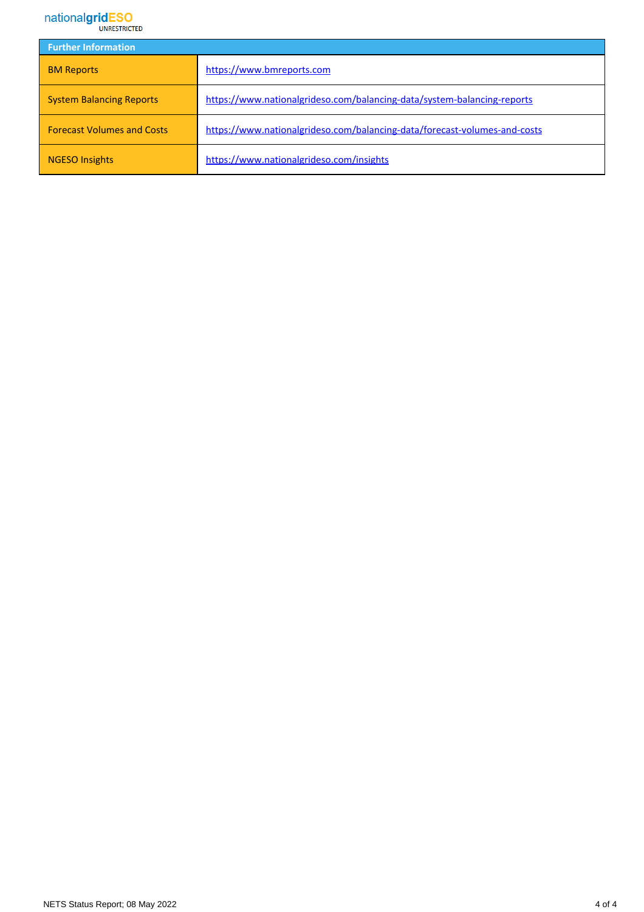| Further Information | |
|---|---|
| BM Reports | https://www.bmreports.com |
| System Balancing Reports | https://www.nationalgrideso.com/balancing-data/system-balancing-reports |
| Forecast Volumes and Costs | https://www.nationalgrideso.com/balancing-data/forecast-volumes-and-costs |
| NGESO Insights | https://www.nationalgrideso.com/insights |